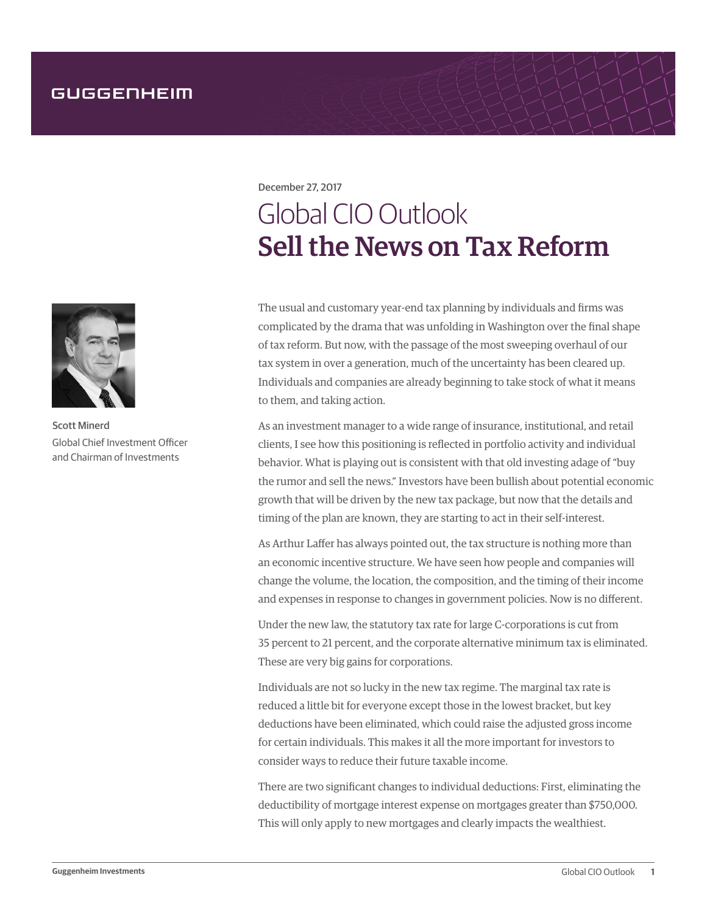GUGGENHEIM

December 27, 2017

# Global CIO Outlook
# Sell the News on Tax Reform

Scott Minerd
Global Chief Investment Officer and Chairman of Investments

The usual and customary year-end tax planning by individuals and firms was complicated by the drama that was unfolding in Washington over the final shape of tax reform. But now, with the passage of the most sweeping overhaul of our tax system in over a generation, much of the uncertainty has been cleared up. Individuals and companies are already beginning to take stock of what it means to them, and taking action.

As an investment manager to a wide range of insurance, institutional, and retail clients, I see how this positioning is reflected in portfolio activity and individual behavior. What is playing out is consistent with that old investing adage of "buy the rumor and sell the news." Investors have been bullish about potential economic growth that will be driven by the new tax package, but now that the details and timing of the plan are known, they are starting to act in their self-interest.

As Arthur Laffer has always pointed out, the tax structure is nothing more than an economic incentive structure. We have seen how people and companies will change the volume, the location, the composition, and the timing of their income and expenses in response to changes in government policies. Now is no different.

Under the new law, the statutory tax rate for large C-corporations is cut from 35 percent to 21 percent, and the corporate alternative minimum tax is eliminated. These are very big gains for corporations.

Individuals are not so lucky in the new tax regime. The marginal tax rate is reduced a little bit for everyone except those in the lowest bracket, but key deductions have been eliminated, which could raise the adjusted gross income for certain individuals. This makes it all the more important for investors to consider ways to reduce their future taxable income.

There are two significant changes to individual deductions: First, eliminating the deductibility of mortgage interest expense on mortgages greater than $750,000. This will only apply to new mortgages and clearly impacts the wealthiest.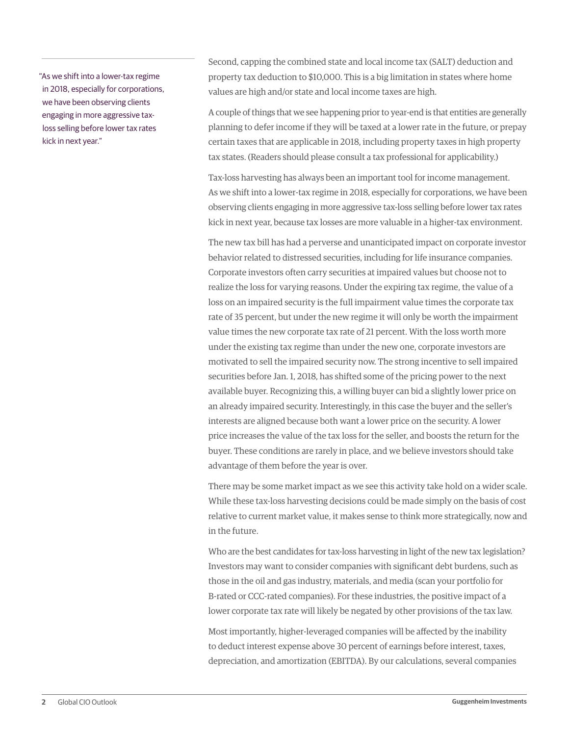> "As we shift into a lower-tax regime in 2018, especially for corporations, we have been observing clients engaging in more aggressive tax-loss selling before lower tax rates kick in next year."

Second, capping the combined state and local income tax (SALT) deduction and property tax deduction to $10,000. This is a big limitation in states where home values are high and/or state and local income taxes are high.

A couple of things that we see happening prior to year-end is that entities are generally planning to defer income if they will be taxed at a lower rate in the future, or prepay certain taxes that are applicable in 2018, including property taxes in high property tax states. (Readers should please consult a tax professional for applicability.)

Tax-loss harvesting has always been an important tool for income management. As we shift into a lower-tax regime in 2018, especially for corporations, we have been observing clients engaging in more aggressive tax-loss selling before lower tax rates kick in next year, because tax losses are more valuable in a higher-tax environment.

The new tax bill has had a perverse and unanticipated impact on corporate investor behavior related to distressed securities, including for life insurance companies. Corporate investors often carry securities at impaired values but choose not to realize the loss for varying reasons. Under the expiring tax regime, the value of a loss on an impaired security is the full impairment value times the corporate tax rate of 35 percent, but under the new regime it will only be worth the impairment value times the new corporate tax rate of 21 percent. With the loss worth more under the existing tax regime than under the new one, corporate investors are motivated to sell the impaired security now. The strong incentive to sell impaired securities before Jan. 1, 2018, has shifted some of the pricing power to the next available buyer. Recognizing this, a willing buyer can bid a slightly lower price on an already impaired security. Interestingly, in this case the buyer and the seller's interests are aligned because both want a lower price on the security. A lower price increases the value of the tax loss for the seller, and boosts the return for the buyer. These conditions are rarely in place, and we believe investors should take advantage of them before the year is over.

There may be some market impact as we see this activity take hold on a wider scale. While these tax-loss harvesting decisions could be made simply on the basis of cost relative to current market value, it makes sense to think more strategically, now and in the future.

Who are the best candidates for tax-loss harvesting in light of the new tax legislation? Investors may want to consider companies with significant debt burdens, such as those in the oil and gas industry, materials, and media (scan your portfolio for B-rated or CCC-rated companies). For these industries, the positive impact of a lower corporate tax rate will likely be negated by other provisions of the tax law.

Most importantly, higher-leveraged companies will be affected by the inability to deduct interest expense above 30 percent of earnings before interest, taxes, depreciation, and amortization (EBITDA). By our calculations, several companies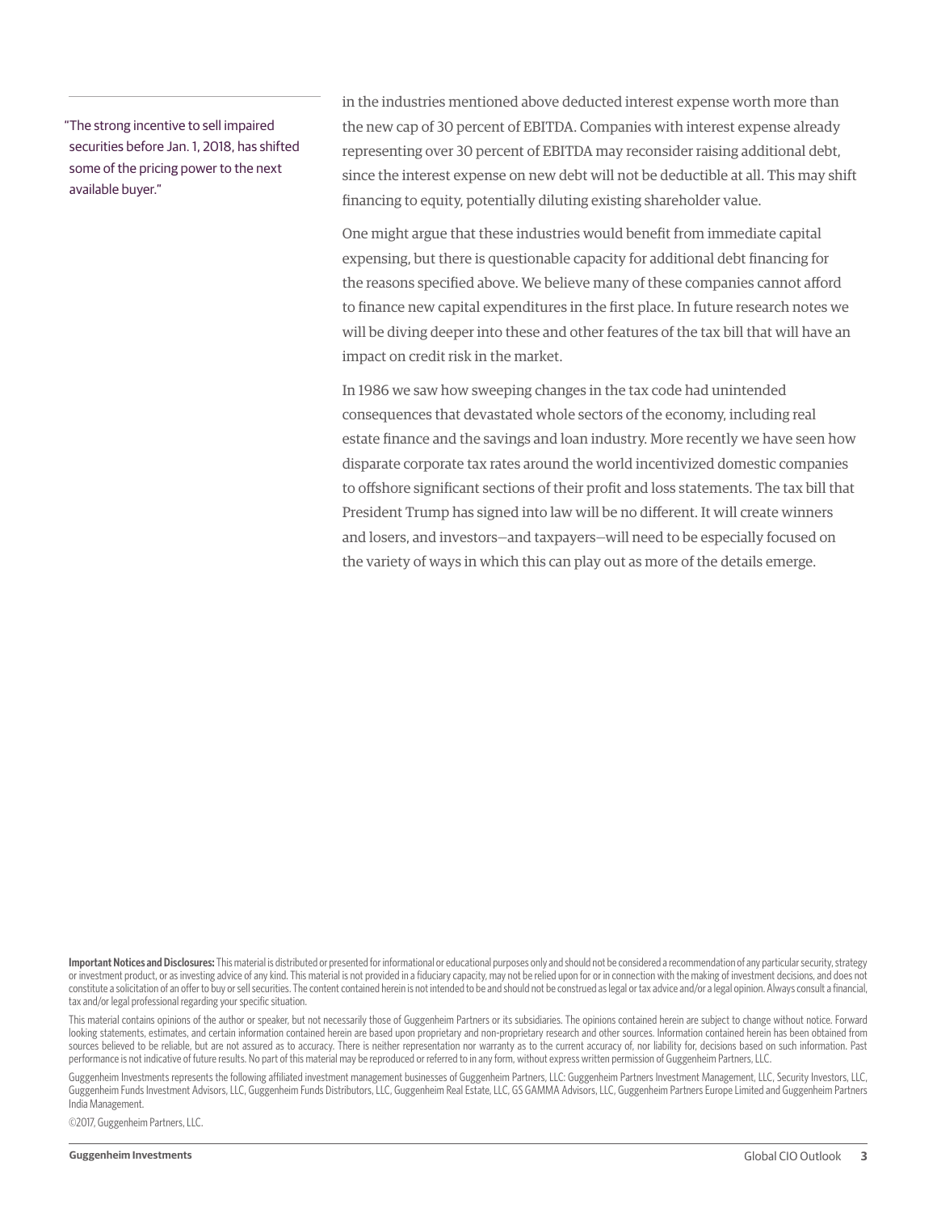"The strong incentive to sell impaired securities before Jan. 1, 2018, has shifted some of the pricing power to the next available buyer."

in the industries mentioned above deducted interest expense worth more than the new cap of 30 percent of EBITDA. Companies with interest expense already representing over 30 percent of EBITDA may reconsider raising additional debt, since the interest expense on new debt will not be deductible at all. This may shift financing to equity, potentially diluting existing shareholder value.

One might argue that these industries would benefit from immediate capital expensing, but there is questionable capacity for additional debt financing for the reasons specified above. We believe many of these companies cannot afford to finance new capital expenditures in the first place. In future research notes we will be diving deeper into these and other features of the tax bill that will have an impact on credit risk in the market.

In 1986 we saw how sweeping changes in the tax code had unintended consequences that devastated whole sectors of the economy, including real estate finance and the savings and loan industry. More recently we have seen how disparate corporate tax rates around the world incentivized domestic companies to offshore significant sections of their profit and loss statements. The tax bill that President Trump has signed into law will be no different. It will create winners and losers, and investors—and taxpayers—will need to be especially focused on the variety of ways in which this can play out as more of the details emerge.

**Important Notices and Disclosures:** This material is distributed or presented for informational or educational purposes only and should not be considered a recommendation of any particular security, strategy or investment product, or as investing advice of any kind. This material is not provided in a fiduciary capacity, may not be relied upon for or in connection with the making of investment decisions, and does not constitute a solicitation of an offer to buy or sell securities. The content contained herein is not intended to be and should not be construed as legal or tax advice and/or a legal opinion. Always consult a financial, tax and/or legal professional regarding your specific situation.

This material contains opinions of the author or speaker, but not necessarily those of Guggenheim Partners or its subsidiaries. The opinions contained herein are subject to change without notice. Forward looking statements, estimates, and certain information contained herein are based upon proprietary and non-proprietary research and other sources. Information contained herein has been obtained from sources believed to be reliable, but are not assured as to accuracy. There is neither representation nor warranty as to the current accuracy of, nor liability for, decisions based on such information. Past performance is not indicative of future results. No part of this material may be reproduced or referred to in any form, without express written permission of Guggenheim Partners, LLC.

Guggenheim Investments represents the following affiliated investment management businesses of Guggenheim Partners, LLC: Guggenheim Partners Investment Management, LLC, Security Investors, LLC, Guggenheim Funds Investment Advisors, LLC, Guggenheim Funds Distributors, LLC, Guggenheim Real Estate, LLC, GS GAMMA Advisors, LLC, Guggenheim Partners Europe Limited and Guggenheim Partners India Management.

©2017, Guggenheim Partners, LLC.